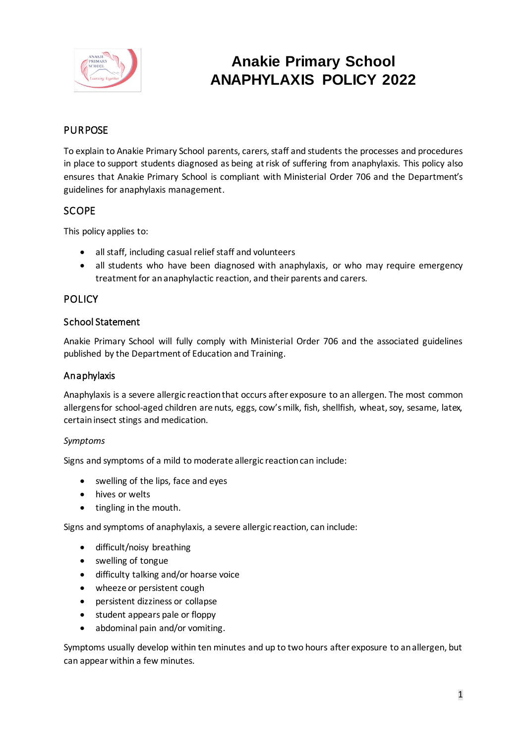# Anakie Primary School
# ANAPHYLAXIS POLICY 2022

## PURPOSE

To explain to Anakie Primary School parents, carers, staff and students the processes and procedures in place to support students diagnosed as being at risk of suffering from anaphylaxis. This policy also ensures that Anakie Primary School is compliant with Ministerial Order 706 and the Department's guidelines for anaphylaxis management.

## SCOPE

This policy applies to:

- all staff, including casual relief staff and volunteers
- all students who have been diagnosed with anaphylaxis, or who may require emergency treatment for an anaphylactic reaction, and their parents and carers.

## POLICY

### School Statement

Anakie Primary School will fully comply with Ministerial Order 706 and the associated guidelines published by the Department of Education and Training.

### Anaphylaxis

Anaphylaxis is a severe allergic reaction that occurs after exposure to an allergen. The most common allergens for school-aged children are nuts, eggs, cow's milk, fish, shellfish, wheat, soy, sesame, latex, certain insect stings and medication.

*Symptoms*

Signs and symptoms of a mild to moderate allergic reaction can include:

- swelling of the lips, face and eyes
- hives or welts
- tingling in the mouth.

Signs and symptoms of anaphylaxis, a severe allergic reaction, can include:

- difficult/noisy breathing
- swelling of tongue
- difficulty talking and/or hoarse voice
- wheeze or persistent cough
- persistent dizziness or collapse
- student appears pale or floppy
- abdominal pain and/or vomiting.

Symptoms usually develop within ten minutes and up to two hours after exposure to an allergen, but can appear within a few minutes.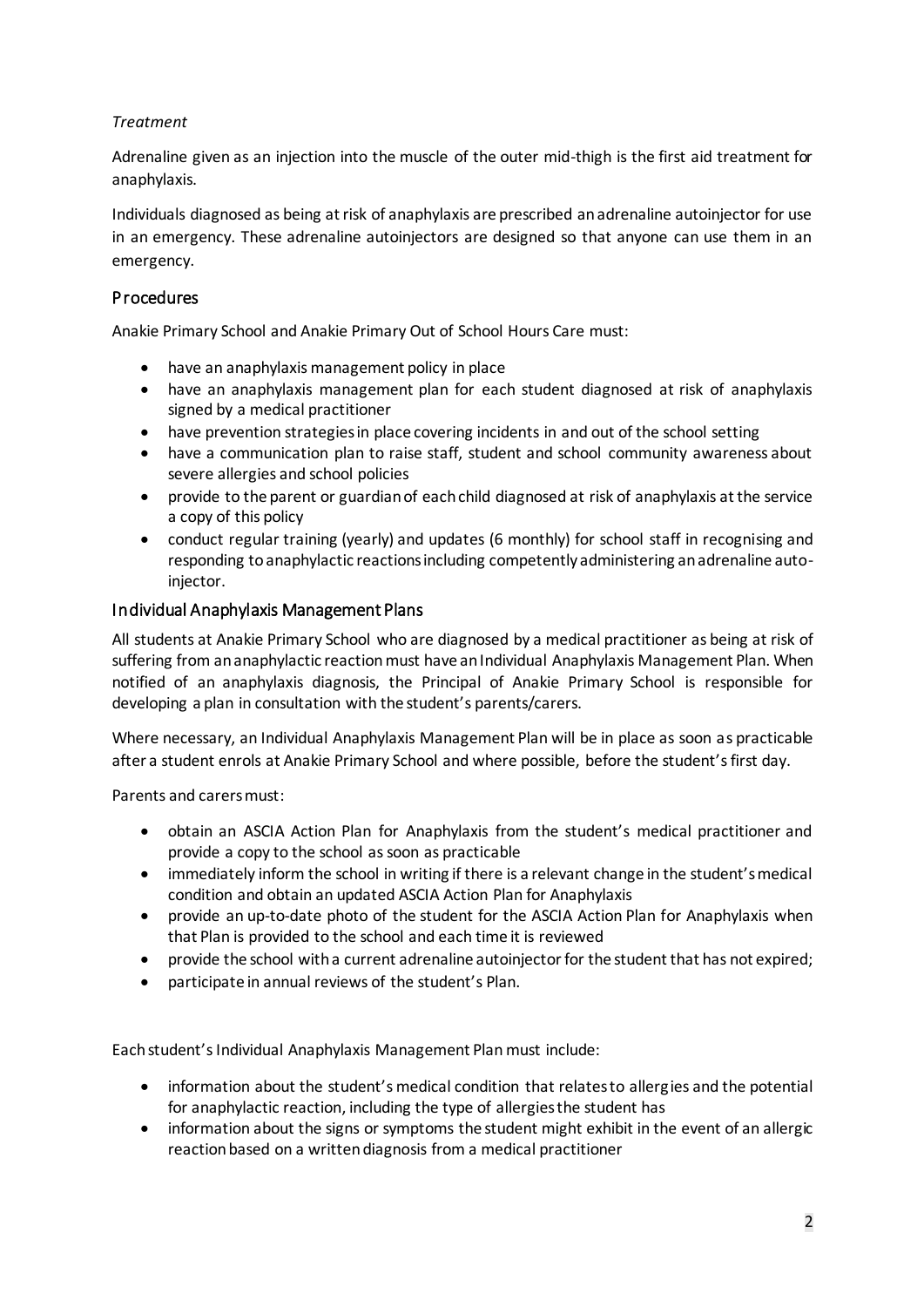*Treatment*

Adrenaline given as an injection into the muscle of the outer mid-thigh is the first aid treatment for anaphylaxis.

Individuals diagnosed as being at risk of anaphylaxis are prescribed an adrenaline autoinjector for use in an emergency. These adrenaline autoinjectors are designed so that anyone can use them in an emergency.

## Procedures

Anakie Primary School and Anakie Primary Out of School Hours Care must:

- have an anaphylaxis management policy in place
- have an anaphylaxis management plan for each student diagnosed at risk of anaphylaxis signed by a medical practitioner
- have prevention strategies in place covering incidents in and out of the school setting
- have a communication plan to raise staff, student and school community awareness about severe allergies and school policies
- provide to the parent or guardian of each child diagnosed at risk of anaphylaxis at the service a copy of this policy
- conduct regular training (yearly) and updates (6 monthly) for school staff in recognising and responding to anaphylactic reactions including competently administering an adrenaline auto-injector.

## Individual Anaphylaxis Management Plans

All students at Anakie Primary School who are diagnosed by a medical practitioner as being at risk of suffering from an anaphylactic reaction must have an Individual Anaphylaxis Management Plan. When notified of an anaphylaxis diagnosis, the Principal of Anakie Primary School is responsible for developing a plan in consultation with the student's parents/carers.

Where necessary, an Individual Anaphylaxis Management Plan will be in place as soon as practicable after a student enrols at Anakie Primary School and where possible, before the student's first day.

Parents and carers must:

- obtain an ASCIA Action Plan for Anaphylaxis from the student's medical practitioner and provide a copy to the school as soon as practicable
- immediately inform the school in writing if there is a relevant change in the student's medical condition and obtain an updated ASCIA Action Plan for Anaphylaxis
- provide an up-to-date photo of the student for the ASCIA Action Plan for Anaphylaxis when that Plan is provided to the school and each time it is reviewed
- provide the school with a current adrenaline autoinjector for the student that has not expired;
- participate in annual reviews of the student's Plan.

Each student's Individual Anaphylaxis Management Plan must include:

- information about the student's medical condition that relates to allergies and the potential for anaphylactic reaction, including the type of allergies the student has
- information about the signs or symptoms the student might exhibit in the event of an allergic reaction based on a written diagnosis from a medical practitioner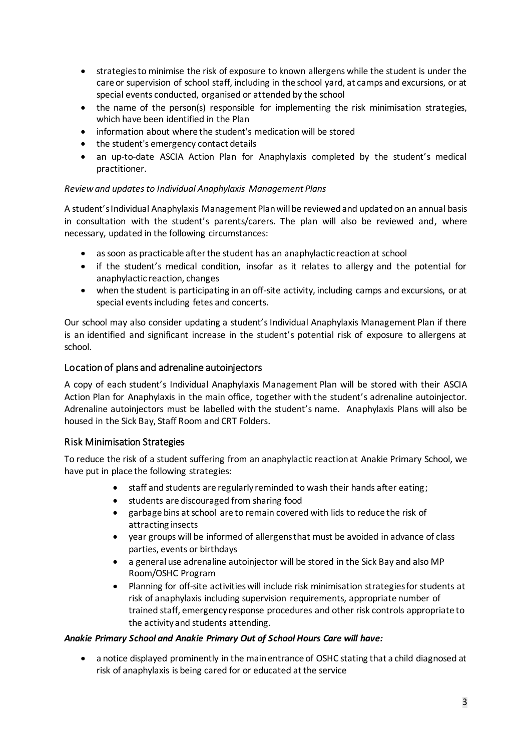- strategies to minimise the risk of exposure to known allergens while the student is under the care or supervision of school staff, including in the school yard, at camps and excursions, or at special events conducted, organised or attended by the school
- the name of the person(s) responsible for implementing the risk minimisation strategies, which have been identified in the Plan
- information about where the student's medication will be stored
- the student's emergency contact details
- an up-to-date ASCIA Action Plan for Anaphylaxis completed by the student's medical practitioner.

*Review and updates to Individual Anaphylaxis Management Plans*

A student's Individual Anaphylaxis Management Plan will be reviewed and updated on an annual basis in consultation with the student's parents/carers. The plan will also be reviewed and, where necessary, updated in the following circumstances:

- as soon as practicable after the student has an anaphylactic reaction at school
- if the student's medical condition, insofar as it relates to allergy and the potential for anaphylactic reaction, changes
- when the student is participating in an off-site activity, including camps and excursions, or at special events including fetes and concerts.

Our school may also consider updating a student's Individual Anaphylaxis Management Plan if there is an identified and significant increase in the student's potential risk of exposure to allergens at school.

## Location of plans and adrenaline autoinjectors

A copy of each student's Individual Anaphylaxis Management Plan will be stored with their ASCIA Action Plan for Anaphylaxis in the main office, together with the student's adrenaline autoinjector. Adrenaline autoinjectors must be labelled with the student's name. Anaphylaxis Plans will also be housed in the Sick Bay, Staff Room and CRT Folders.

## Risk Minimisation Strategies

To reduce the risk of a student suffering from an anaphylactic reaction at Anakie Primary School, we have put in place the following strategies:

- staff and students are regularly reminded to wash their hands after eating;
- students are discouraged from sharing food
- garbage bins at school are to remain covered with lids to reduce the risk of attracting insects
- year groups will be informed of allergens that must be avoided in advance of class parties, events or birthdays
- a general use adrenaline autoinjector will be stored in the Sick Bay and also MP Room/OSHC Program
- Planning for off-site activities will include risk minimisation strategies for students at risk of anaphylaxis including supervision requirements, appropriate number of trained staff, emergency response procedures and other risk controls appropriate to the activity and students attending.

***Anakie Primary School and Anakie Primary Out of School Hours Care will have:***

- a notice displayed prominently in the main entrance of OSHC stating that a child diagnosed at risk of anaphylaxis is being cared for or educated at the service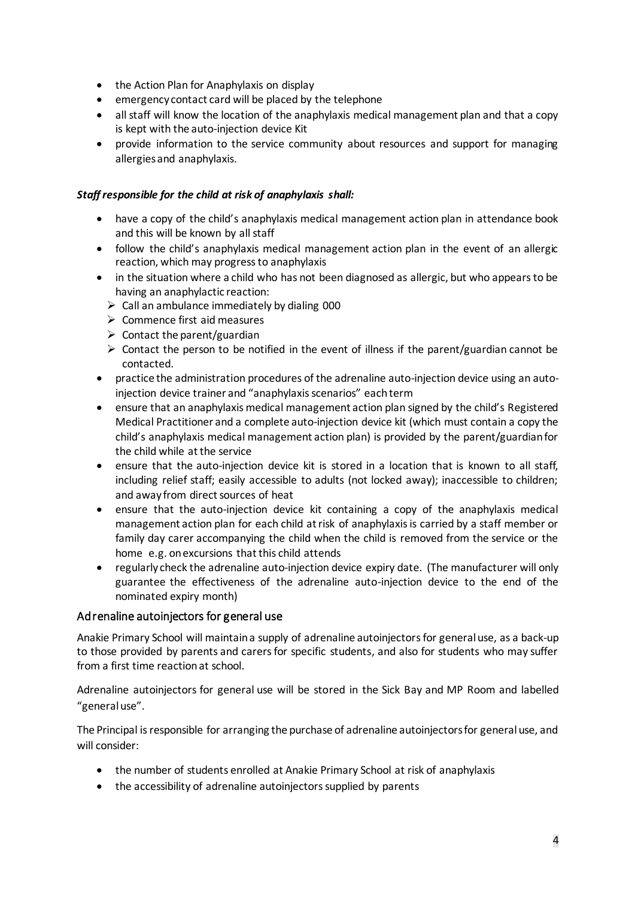- the Action Plan for Anaphylaxis on display
- emergency contact card will be placed by the telephone
- all staff will know the location of the anaphylaxis medical management plan and that a copy is kept with the auto-injection device Kit
- provide information to the service community about resources and support for managing allergies and anaphylaxis.

***Staff responsible for the child at risk of anaphylaxis shall:***

- have a copy of the child's anaphylaxis medical management action plan in attendance book and this will be known by all staff
- follow the child's anaphylaxis medical management action plan in the event of an allergic reaction, which may progress to anaphylaxis
- in the situation where a child who has not been diagnosed as allergic, but who appears to be having an anaphylactic reaction:
  - Call an ambulance immediately by dialing 000
  - Commence first aid measures
  - Contact the parent/guardian
  - Contact the person to be notified in the event of illness if the parent/guardian cannot be contacted.
- practice the administration procedures of the adrenaline auto-injection device using an auto-injection device trainer and "anaphylaxis scenarios" each term
- ensure that an anaphylaxis medical management action plan signed by the child's Registered Medical Practitioner and a complete auto-injection device kit (which must contain a copy the child's anaphylaxis medical management action plan) is provided by the parent/guardian for the child while at the service
- ensure that the auto-injection device kit is stored in a location that is known to all staff, including relief staff; easily accessible to adults (not locked away); inaccessible to children; and away from direct sources of heat
- ensure that the auto-injection device kit containing a copy of the anaphylaxis medical management action plan for each child at risk of anaphylaxis is carried by a staff member or family day carer accompanying the child when the child is removed from the service or the home e.g. on excursions that this child attends
- regularly check the adrenaline auto-injection device expiry date. (The manufacturer will only guarantee the effectiveness of the adrenaline auto-injection device to the end of the nominated expiry month)

## Adrenaline autoinjectors for general use

Anakie Primary School will maintain a supply of adrenaline autoinjectors for general use, as a back-up to those provided by parents and carers for specific students, and also for students who may suffer from a first time reaction at school.

Adrenaline autoinjectors for general use will be stored in the Sick Bay and MP Room and labelled "general use".

The Principal is responsible for arranging the purchase of adrenaline autoinjectors for general use, and will consider:

- the number of students enrolled at Anakie Primary School at risk of anaphylaxis
- the accessibility of adrenaline autoinjectors supplied by parents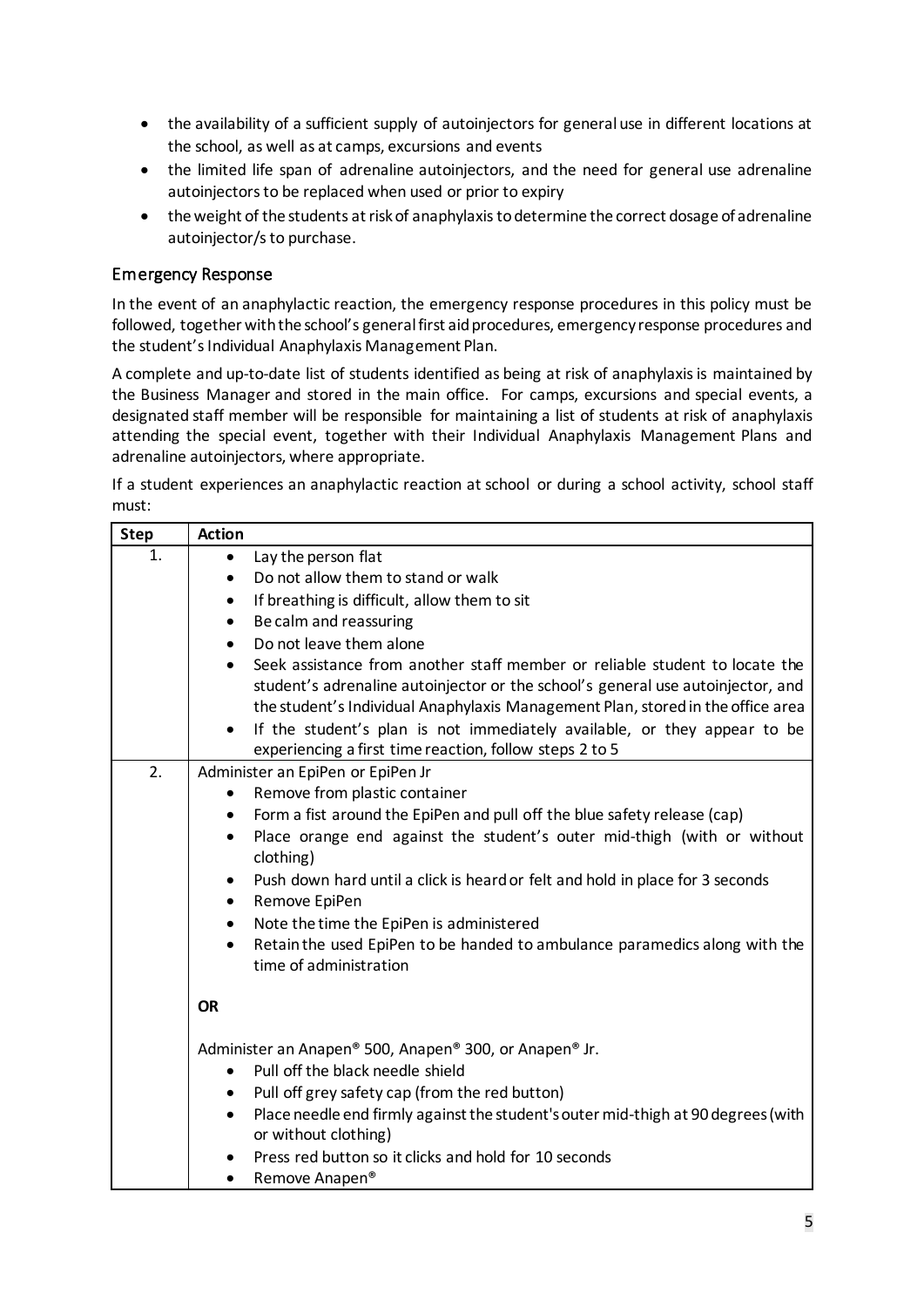- the availability of a sufficient supply of autoinjectors for general use in different locations at the school, as well as at camps, excursions and events
- the limited life span of adrenaline autoinjectors, and the need for general use adrenaline autoinjectors to be replaced when used or prior to expiry
- the weight of the students at risk of anaphylaxis to determine the correct dosage of adrenaline autoinjector/s to purchase.

## Emergency Response

In the event of an anaphylactic reaction, the emergency response procedures in this policy must be followed, together with the school's general first aid procedures, emergency response procedures and the student's Individual Anaphylaxis Management Plan.

A complete and up-to-date list of students identified as being at risk of anaphylaxis is maintained by the Business Manager and stored in the main office. For camps, excursions and special events, a designated staff member will be responsible for maintaining a list of students at risk of anaphylaxis attending the special event, together with their Individual Anaphylaxis Management Plans and adrenaline autoinjectors, where appropriate.

If a student experiences an anaphylactic reaction at school or during a school activity, school staff must:

| Step | Action |
|---|---|
| 1. | • Lay the person flat<br>• Do not allow them to stand or walk<br>• If breathing is difficult, allow them to sit<br>• Be calm and reassuring<br>• Do not leave them alone<br>• Seek assistance from another staff member or reliable student to locate the student's adrenaline autoinjector or the school's general use autoinjector, and the student's Individual Anaphylaxis Management Plan, stored in the office area<br>• If the student's plan is not immediately available, or they appear to be experiencing a first time reaction, follow steps 2 to 5 |
| 2. | Administer an EpiPen or EpiPen Jr<br>• Remove from plastic container<br>• Form a fist around the EpiPen and pull off the blue safety release (cap)<br>• Place orange end against the student's outer mid-thigh (with or without clothing)<br>• Push down hard until a click is heard or felt and hold in place for 3 seconds<br>• Remove EpiPen<br>• Note the time the EpiPen is administered<br>• Retain the used EpiPen to be handed to ambulance paramedics along with the time of administration<br><br>**OR**<br><br>Administer an Anapen® 500, Anapen® 300, or Anapen® Jr.<br>• Pull off the black needle shield<br>• Pull off grey safety cap (from the red button)<br>• Place needle end firmly against the student's outer mid-thigh at 90 degrees (with or without clothing)<br>• Press red button so it clicks and hold for 10 seconds<br>• Remove Anapen® |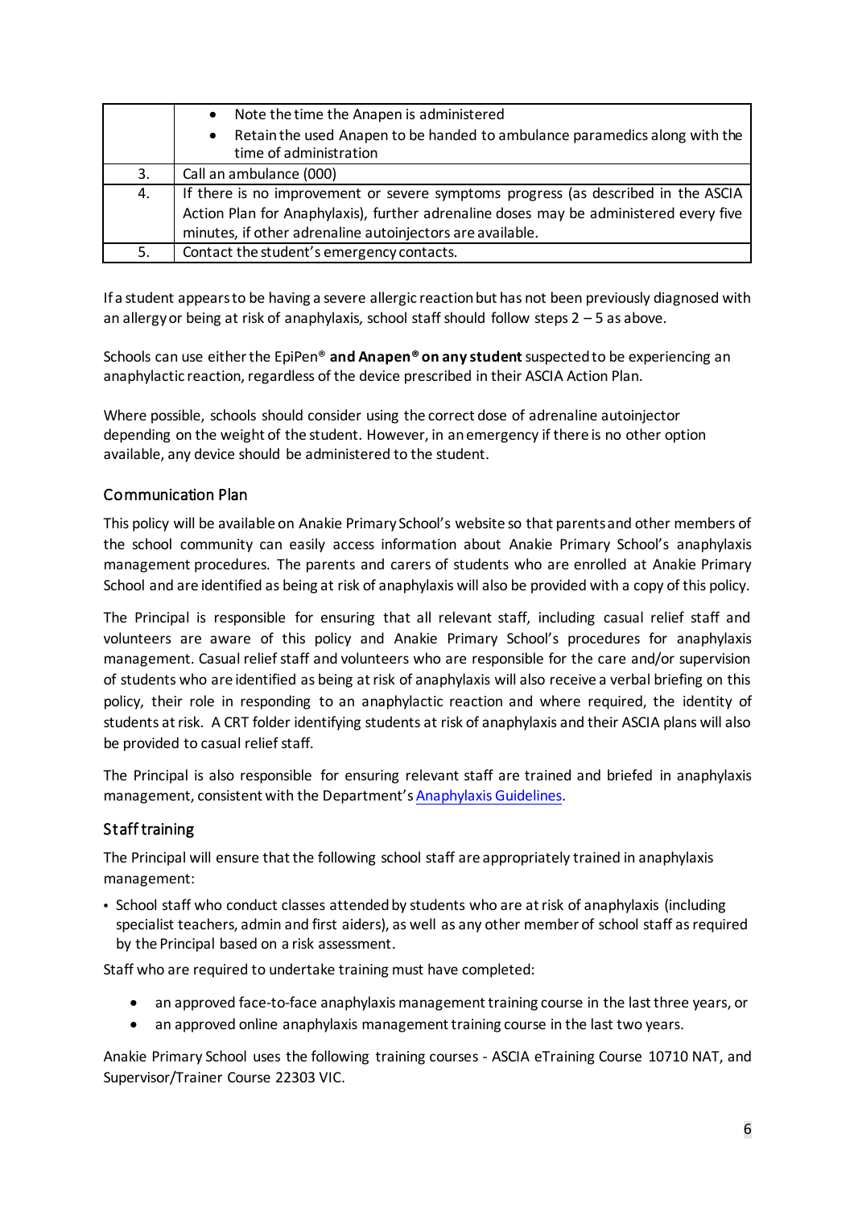|  |  |
| --- | --- |
|  | • Note the time the Anapen is administered<br>• Retain the used Anapen to be handed to ambulance paramedics along with the time of administration |
| 3. | Call an ambulance (000) |
| 4. | If there is no improvement or severe symptoms progress (as described in the ASCIA Action Plan for Anaphylaxis), further adrenaline doses may be administered every five minutes, if other adrenaline autoinjectors are available. |
| 5. | Contact the student's emergency contacts. |

If a student appears to be having a severe allergic reaction but has not been previously diagnosed with an allergy or being at risk of anaphylaxis, school staff should follow steps 2 – 5 as above.

Schools can use either the EpiPen® **and Anapen® on any student** suspected to be experiencing an anaphylactic reaction, regardless of the device prescribed in their ASCIA Action Plan.

Where possible, schools should consider using the correct dose of adrenaline autoinjector depending on the weight of the student. However, in an emergency if there is no other option available, any device should be administered to the student.

## Communication Plan

This policy will be available on Anakie Primary School's website so that parents and other members of the school community can easily access information about Anakie Primary School's anaphylaxis management procedures. The parents and carers of students who are enrolled at Anakie Primary School and are identified as being at risk of anaphylaxis will also be provided with a copy of this policy.

The Principal is responsible for ensuring that all relevant staff, including casual relief staff and volunteers are aware of this policy and Anakie Primary School's procedures for anaphylaxis management. Casual relief staff and volunteers who are responsible for the care and/or supervision of students who are identified as being at risk of anaphylaxis will also receive a verbal briefing on this policy, their role in responding to an anaphylactic reaction and where required, the identity of students at risk. A CRT folder identifying students at risk of anaphylaxis and their ASCIA plans will also be provided to casual relief staff.

The Principal is also responsible for ensuring relevant staff are trained and briefed in anaphylaxis management, consistent with the Department's Anaphylaxis Guidelines.

## Staff training

The Principal will ensure that the following school staff are appropriately trained in anaphylaxis management:

- School staff who conduct classes attended by students who are at risk of anaphylaxis (including specialist teachers, admin and first aiders), as well as any other member of school staff as required by the Principal based on a risk assessment.

Staff who are required to undertake training must have completed:

- an approved face-to-face anaphylaxis management training course in the last three years, or
- an approved online anaphylaxis management training course in the last two years.

Anakie Primary School uses the following training courses - ASCIA eTraining Course 10710 NAT, and Supervisor/Trainer Course 22303 VIC.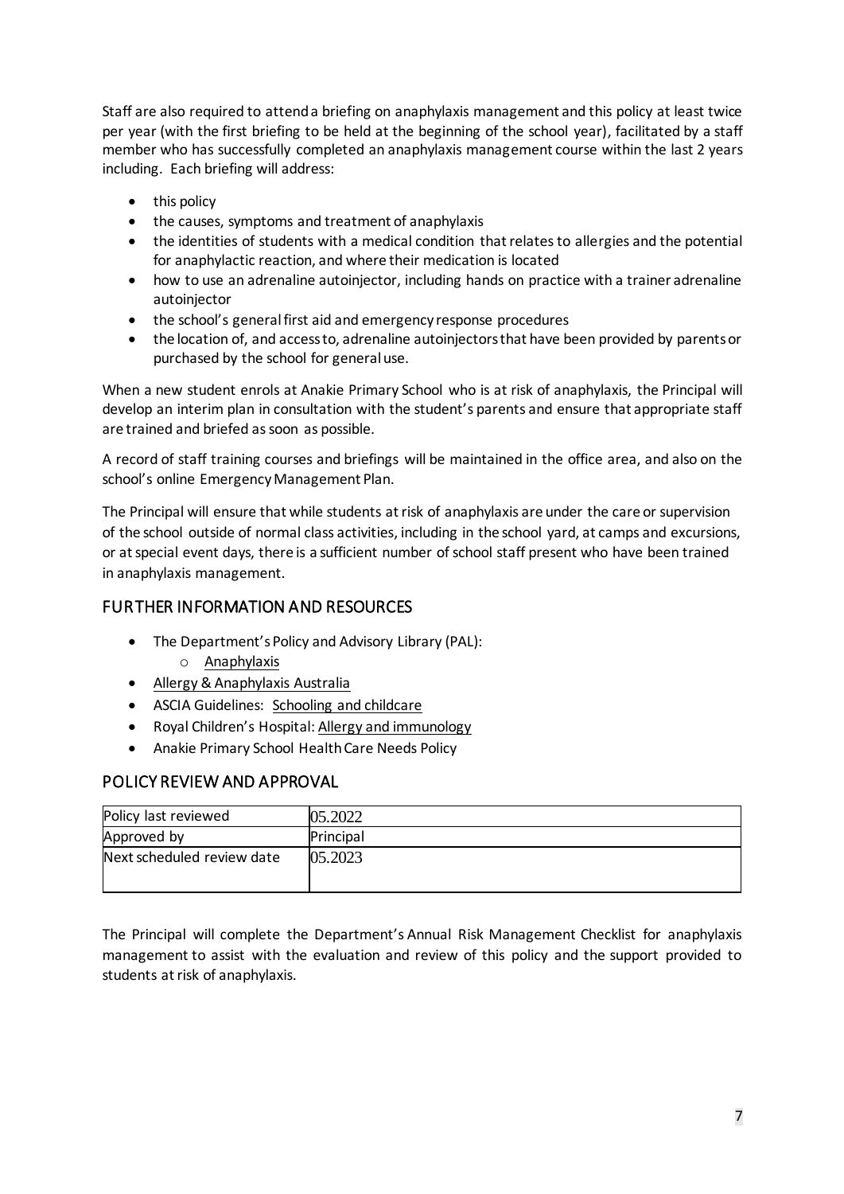Staff are also required to attend a briefing on anaphylaxis management and this policy at least twice per year (with the first briefing to be held at the beginning of the school year), facilitated by a staff member who has successfully completed an anaphylaxis management course within the last 2 years including. Each briefing will address:

- this policy
- the causes, symptoms and treatment of anaphylaxis
- the identities of students with a medical condition that relates to allergies and the potential for anaphylactic reaction, and where their medication is located
- how to use an adrenaline autoinjector, including hands on practice with a trainer adrenaline autoinjector
- the school's general first aid and emergency response procedures
- the location of, and access to, adrenaline autoinjectors that have been provided by parents or purchased by the school for general use.

When a new student enrols at Anakie Primary School who is at risk of anaphylaxis, the Principal will develop an interim plan in consultation with the student's parents and ensure that appropriate staff are trained and briefed as soon as possible.

A record of staff training courses and briefings will be maintained in the office area, and also on the school's online Emergency Management Plan.

The Principal will ensure that while students at risk of anaphylaxis are under the care or supervision of the school outside of normal class activities, including in the school yard, at camps and excursions, or at special event days, there is a sufficient number of school staff present who have been trained in anaphylaxis management.

## FURTHER INFORMATION AND RESOURCES

- The Department's Policy and Advisory Library (PAL):
  - Anaphylaxis
- Allergy & Anaphylaxis Australia
- ASCIA Guidelines: Schooling and childcare
- Royal Children's Hospital: Allergy and immunology
- Anakie Primary School Health Care Needs Policy

## POLICY REVIEW AND APPROVAL

| | |
|---|---|
| Policy last reviewed | 05.2022 |
| Approved by | Principal |
| Next scheduled review date | 05.2023 |

The Principal will complete the Department's Annual Risk Management Checklist for anaphylaxis management to assist with the evaluation and review of this policy and the support provided to students at risk of anaphylaxis.